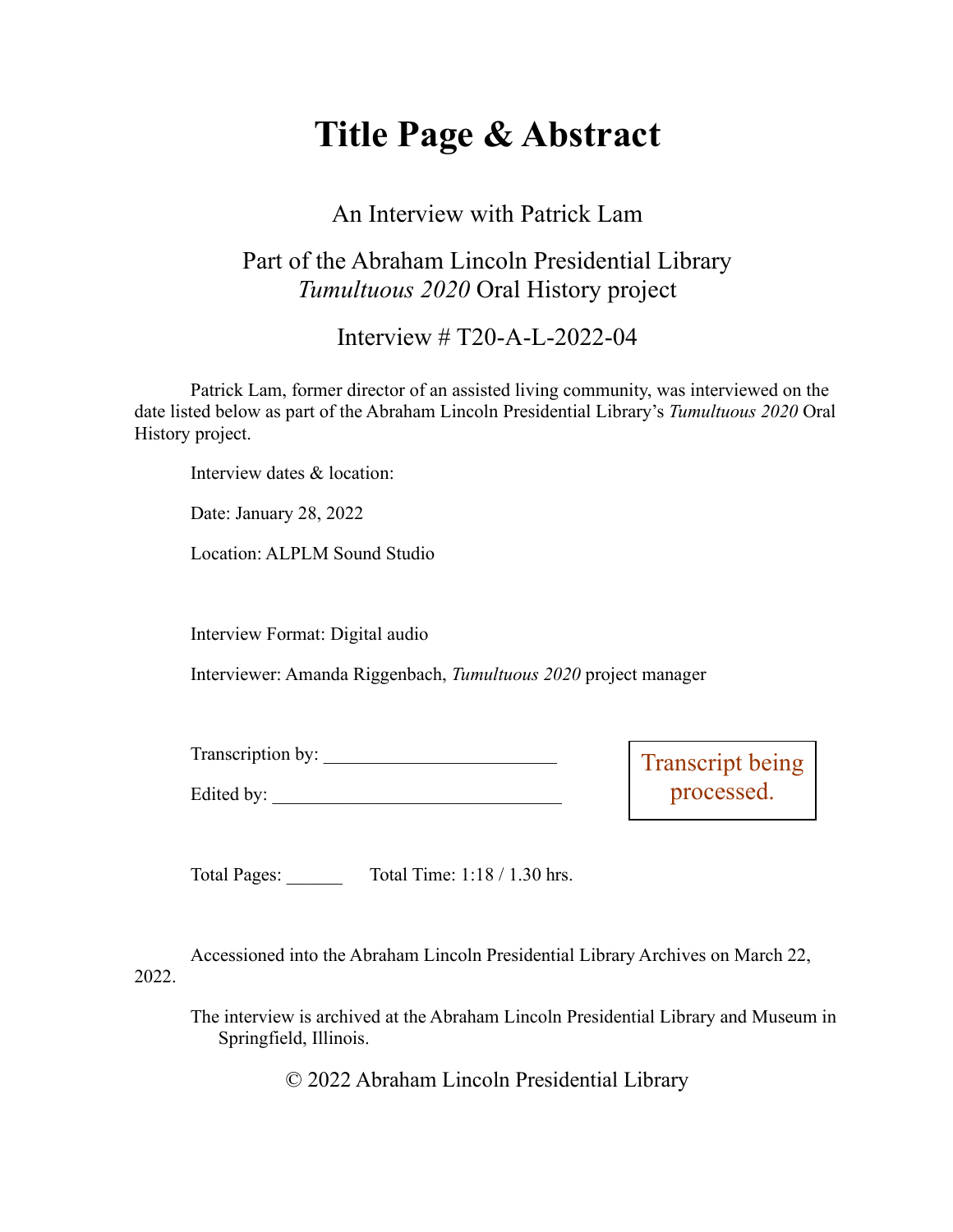# Title Page & Abstract

An Interview with Patrick Lam

Part of the Abraham Lincoln Presidential Library
*Tumultuous 2020* Oral History project

Interview # T20-A-L-2022-04

Patrick Lam, former director of an assisted living community, was interviewed on the date listed below as part of the Abraham Lincoln Presidential Library's *Tumultuous 2020* Oral History project.

Interview dates & location:

Date: January 28, 2022

Location: ALPLM Sound Studio

Interview Format: Digital audio

Interviewer: Amanda Riggenbach, *Tumultuous 2020* project manager

Transcription by: ________________________

Edited by: ______________________________

Transcript being processed.

Total Pages: ______ Total Time: 1:18 / 1.30 hrs.

Accessioned into the Abraham Lincoln Presidential Library Archives on March 22, 2022.

The interview is archived at the Abraham Lincoln Presidential Library and Museum in Springfield, Illinois.

© 2022 Abraham Lincoln Presidential Library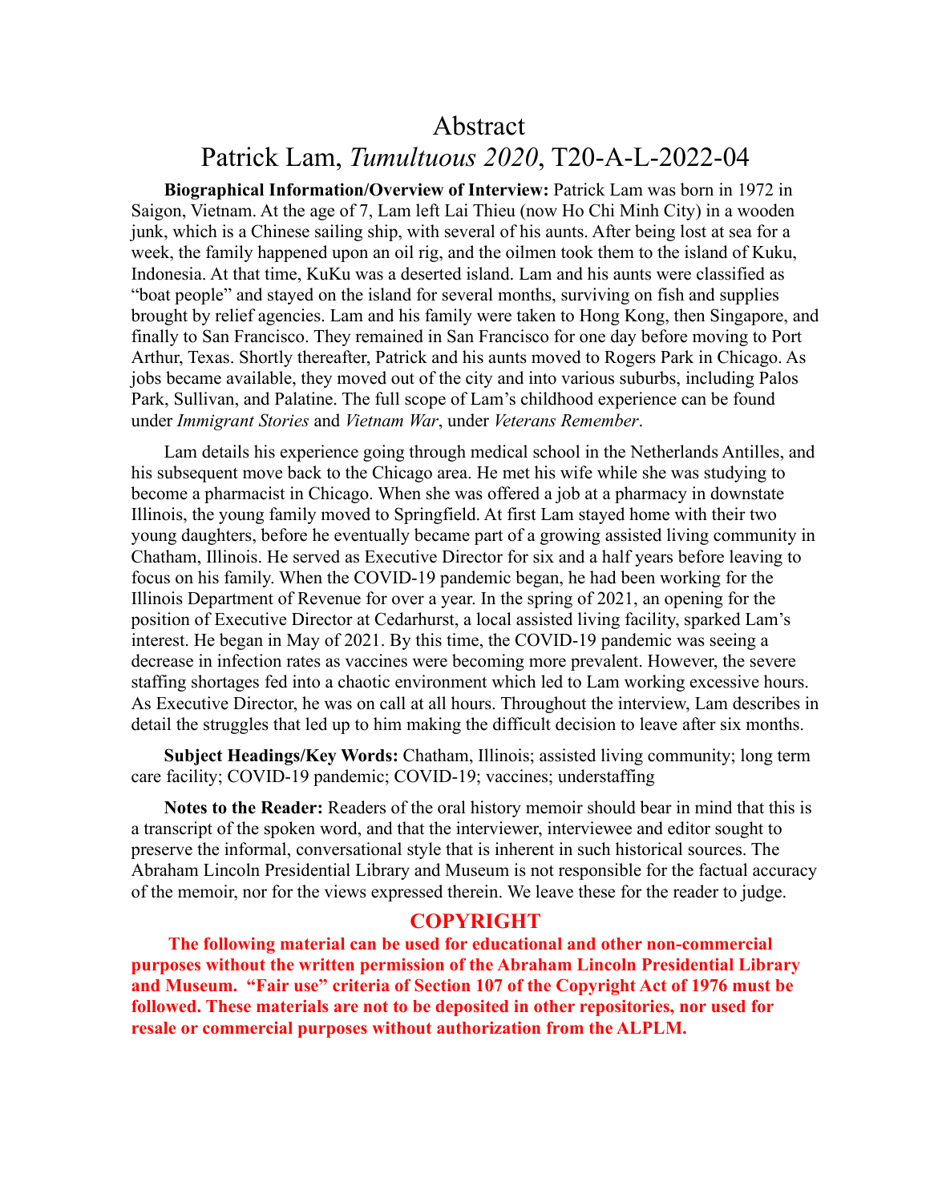# Abstract

## Patrick Lam, *Tumultuous 2020*, T20-A-L-2022-04

**Biographical Information/Overview of Interview:** Patrick Lam was born in 1972 in Saigon, Vietnam. At the age of 7, Lam left Lai Thieu (now Ho Chi Minh City) in a wooden junk, which is a Chinese sailing ship, with several of his aunts. After being lost at sea for a week, the family happened upon an oil rig, and the oilmen took them to the island of Kuku, Indonesia. At that time, KuKu was a deserted island. Lam and his aunts were classified as "boat people" and stayed on the island for several months, surviving on fish and supplies brought by relief agencies. Lam and his family were taken to Hong Kong, then Singapore, and finally to San Francisco. They remained in San Francisco for one day before moving to Port Arthur, Texas. Shortly thereafter, Patrick and his aunts moved to Rogers Park in Chicago. As jobs became available, they moved out of the city and into various suburbs, including Palos Park, Sullivan, and Palatine. The full scope of Lam's childhood experience can be found under *Immigrant Stories* and *Vietnam War*, under *Veterans Remember*.

Lam details his experience going through medical school in the Netherlands Antilles, and his subsequent move back to the Chicago area. He met his wife while she was studying to become a pharmacist in Chicago. When she was offered a job at a pharmacy in downstate Illinois, the young family moved to Springfield. At first Lam stayed home with their two young daughters, before he eventually became part of a growing assisted living community in Chatham, Illinois. He served as Executive Director for six and a half years before leaving to focus on his family. When the COVID-19 pandemic began, he had been working for the Illinois Department of Revenue for over a year. In the spring of 2021, an opening for the position of Executive Director at Cedarhurst, a local assisted living facility, sparked Lam's interest. He began in May of 2021. By this time, the COVID-19 pandemic was seeing a decrease in infection rates as vaccines were becoming more prevalent. However, the severe staffing shortages fed into a chaotic environment which led to Lam working excessive hours. As Executive Director, he was on call at all hours. Throughout the interview, Lam describes in detail the struggles that led up to him making the difficult decision to leave after six months.

**Subject Headings/Key Words:** Chatham, Illinois; assisted living community; long term care facility; COVID-19 pandemic; COVID-19; vaccines; understaffing

**Notes to the Reader:** Readers of the oral history memoir should bear in mind that this is a transcript of the spoken word, and that the interviewer, interviewee and editor sought to preserve the informal, conversational style that is inherent in such historical sources. The Abraham Lincoln Presidential Library and Museum is not responsible for the factual accuracy of the memoir, nor for the views expressed therein. We leave these for the reader to judge.

## COPYRIGHT

**The following material can be used for educational and other non-commercial purposes without the written permission of the Abraham Lincoln Presidential Library and Museum. "Fair use" criteria of Section 107 of the Copyright Act of 1976 must be followed. These materials are not to be deposited in other repositories, nor used for resale or commercial purposes without authorization from the ALPLM.**